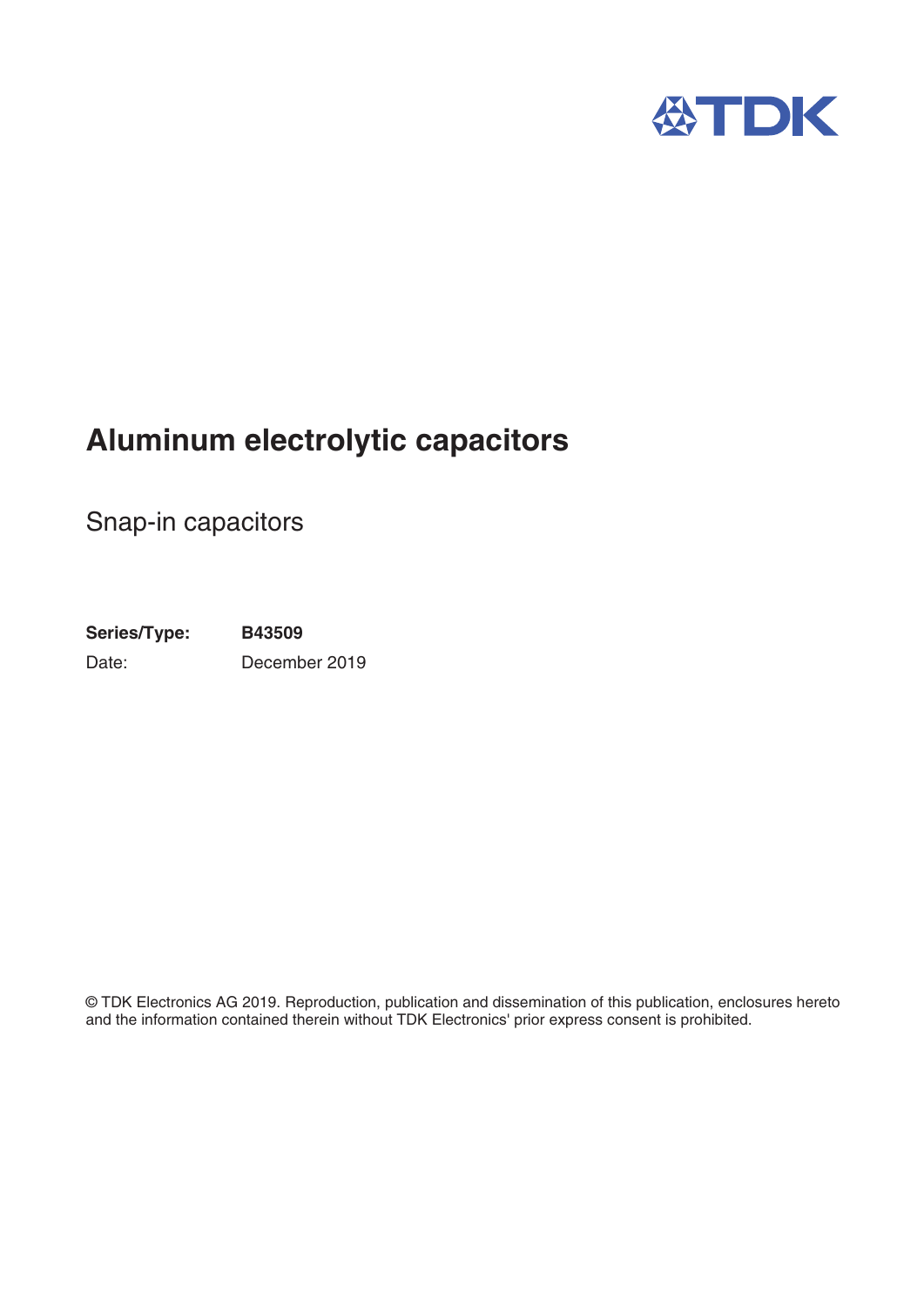TDK

# Aluminum electrolytic capacitors

## Snap-in capacitors

**Series/Type:** **B43509**

Date: December 2019

© TDK Electronics AG 2019. Reproduction, publication and dissemination of this publication, enclosures hereto and the information contained therein without TDK Electronics' prior express consent is prohibited.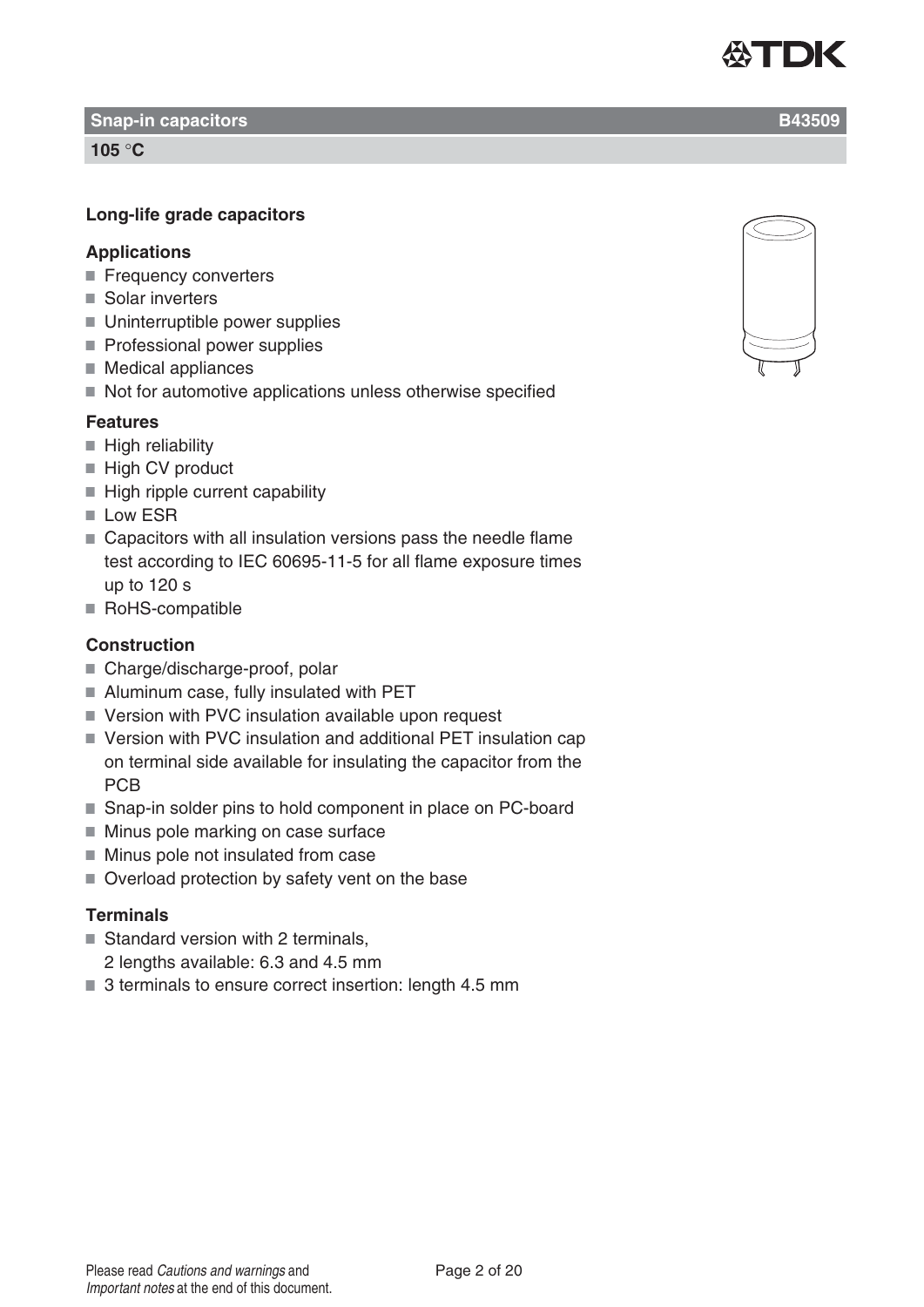## Snap-in capacitors — B43509

**105 °C**

### Long-life grade capacitors

#### Applications

- Frequency converters
- Solar inverters
- Uninterruptible power supplies
- Professional power supplies
- Medical appliances
- Not for automotive applications unless otherwise specified

#### Features

- High reliability
- High CV product
- High ripple current capability
- Low ESR
- Capacitors with all insulation versions pass the needle flame test according to IEC 60695-11-5 for all flame exposure times up to 120 s
- RoHS-compatible

#### Construction

- Charge/discharge-proof, polar
- Aluminum case, fully insulated with PET
- Version with PVC insulation available upon request
- Version with PVC insulation and additional PET insulation cap on terminal side available for insulating the capacitor from the PCB
- Snap-in solder pins to hold component in place on PC-board
- Minus pole marking on case surface
- Minus pole not insulated from case
- Overload protection by safety vent on the base

#### Terminals

- Standard version with 2 terminals,
  2 lengths available: 6.3 and 4.5 mm
- 3 terminals to ensure correct insertion: length 4.5 mm

Please read *Cautions and warnings* and *Important notes* at the end of this document.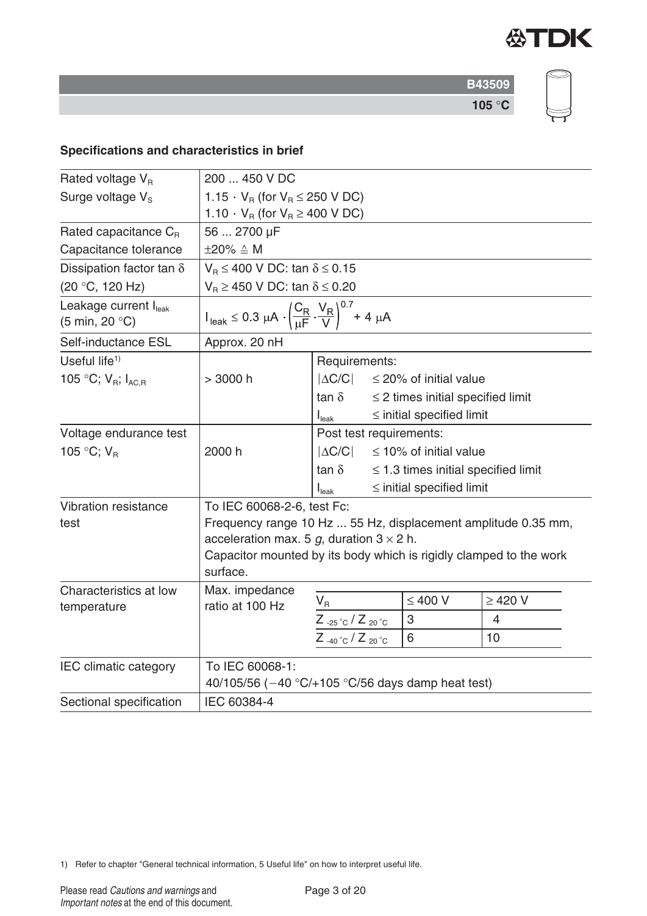B43509

105 °C

### Specifications and characteristics in brief

| | | | |
|---|---|---|---|
| Rated voltage $V_R$ | 200 ... 450 V DC | | |
| Surge voltage $V_S$ | $1.15 \cdot V_R$ (for $V_R \leq 250$ V DC)<br>$1.10 \cdot V_R$ (for $V_R \geq 400$ V DC) | | |
| Rated capacitance $C_R$ | 56 ... 2700 µF | | |
| Capacitance tolerance | ±20% ≙ M | | |
| Dissipation factor tan δ<br>(20 °C, 120 Hz) | $V_R \leq 400$ V DC: tan $\delta \leq 0.15$<br>$V_R \geq 450$ V DC: tan $\delta \leq 0.20$ | | |
| Leakage current $I_{leak}$<br>(5 min, 20 °C) | $I_{leak} \leq 0.3\ \mu A \cdot \left(\frac{C_R}{\mu F} \cdot \frac{V_R}{V}\right)^{0.7} + 4\ \mu A$ | | |
| Self-inductance ESL | Approx. 20 nH | | |
| Useful life[1]<br>105 °C; $V_R$; $I_{AC,R}$ | > 3000 h | Requirements: | |
| | | $\lvert\Delta C/C\rvert$ | ≤ 20% of initial value |
| | | tan δ | ≤ 2 times initial specified limit |
| | | $I_{leak}$ | ≤ initial specified limit |
| Voltage endurance test<br>105 °C; $V_R$ | 2000 h | Post test requirements: | |
| | | $\lvert\Delta C/C\rvert$ | ≤ 10% of initial value |
| | | tan δ | ≤ 1.3 times initial specified limit |
| | | $I_{leak}$ | ≤ initial specified limit |
| Vibration resistance test | To IEC 60068-2-6, test Fc:<br>Frequency range 10 Hz ... 55 Hz, displacement amplitude 0.35 mm, acceleration max. 5 *g*, duration 3 × 2 h.<br>Capacitor mounted by its body which is rigidly clamped to the work surface. | | |
| Characteristics at low temperature | Max. impedance ratio at 100 Hz | | |
| IEC climatic category | To IEC 60068-1:<br>40/105/56 (−40 °C/+105 °C/56 days damp heat test) | | |
| Sectional specification | IEC 60384-4 | | |

Max. impedance ratio at 100 Hz:

| $V_R$ | ≤ 400 V | ≥ 420 V |
|---|---|---|
| $Z_{-25\,°C} / Z_{20\,°C}$ | 3 | 4 |
| $Z_{-40\,°C} / Z_{20\,°C}$ | 6 | 10 |

1) Refer to chapter "General technical information, 5 Useful life" on how to interpret useful life.

Please read *Cautions and warnings* and *Important notes* at the end of this document.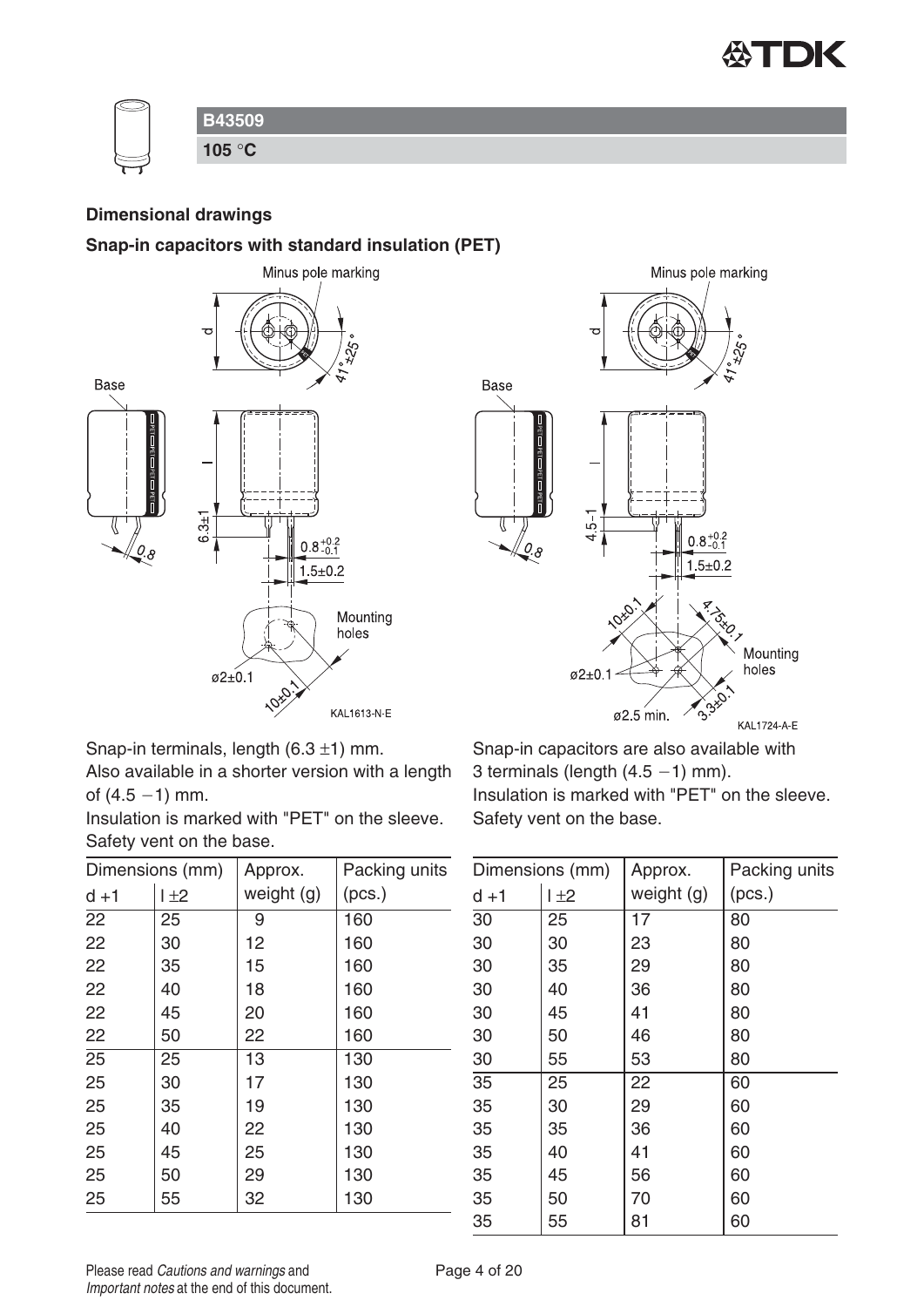## B43509

**105 °C**

### Dimensional drawings

### Snap-in capacitors with standard insulation (PET)

Snap-in terminals, length (6.3 ±1) mm.
Also available in a shorter version with a length of (4.5 −1) mm.
Insulation is marked with "PET" on the sleeve.
Safety vent on the base.

| Dimensions (mm) | | Approx. weight (g) | Packing units (pcs.) |
|---|---|---|---|
| d +1 | l ±2 | | |
| 22 | 25 | 9 | 160 |
| 22 | 30 | 12 | 160 |
| 22 | 35 | 15 | 160 |
| 22 | 40 | 18 | 160 |
| 22 | 45 | 20 | 160 |
| 22 | 50 | 22 | 160 |
| 25 | 25 | 13 | 130 |
| 25 | 30 | 17 | 130 |
| 25 | 35 | 19 | 130 |
| 25 | 40 | 22 | 130 |
| 25 | 45 | 25 | 130 |
| 25 | 50 | 29 | 130 |
| 25 | 55 | 32 | 130 |

Snap-in capacitors are also available with 3 terminals (length (4.5 −1) mm).
Insulation is marked with "PET" on the sleeve.
Safety vent on the base.

| Dimensions (mm) | | Approx. weight (g) | Packing units (pcs.) |
|---|---|---|---|
| d +1 | l ±2 | | |
| 30 | 25 | 17 | 80 |
| 30 | 30 | 23 | 80 |
| 30 | 35 | 29 | 80 |
| 30 | 40 | 36 | 80 |
| 30 | 45 | 41 | 80 |
| 30 | 50 | 46 | 80 |
| 30 | 55 | 53 | 80 |
| 35 | 25 | 22 | 60 |
| 35 | 30 | 29 | 60 |
| 35 | 35 | 36 | 60 |
| 35 | 40 | 41 | 60 |
| 35 | 45 | 56 | 60 |
| 35 | 50 | 70 | 60 |
| 35 | 55 | 81 | 60 |

Please read *Cautions and warnings* and *Important notes* at the end of this document.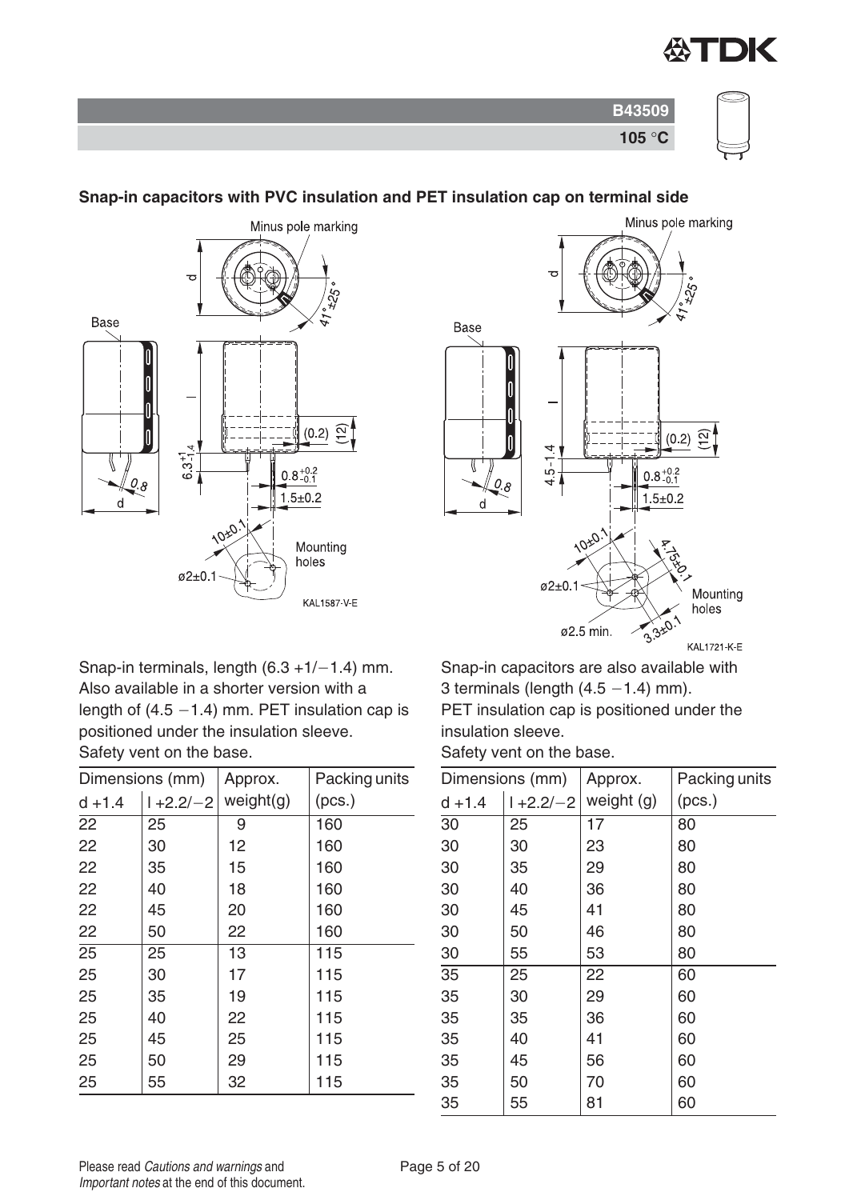**B43509**

**105 °C**

## Snap-in capacitors with PVC insulation and PET insulation cap on terminal side

Snap-in terminals, length (6.3 +1/−1.4) mm. Also available in a shorter version with a length of (4.5 −1.4) mm. PET insulation cap is positioned under the insulation sleeve.
Safety vent on the base.

| Dimensions (mm) | | Approx. | Packing units |
|---|---|---|---|
| d +1.4 | l +2.2/−2 | weight(g) | (pcs.) |
| 22 | 25 | 9 | 160 |
| 22 | 30 | 12 | 160 |
| 22 | 35 | 15 | 160 |
| 22 | 40 | 18 | 160 |
| 22 | 45 | 20 | 160 |
| 22 | 50 | 22 | 160 |
| 25 | 25 | 13 | 115 |
| 25 | 30 | 17 | 115 |
| 25 | 35 | 19 | 115 |
| 25 | 40 | 22 | 115 |
| 25 | 45 | 25 | 115 |
| 25 | 50 | 29 | 115 |
| 25 | 55 | 32 | 115 |

Snap-in capacitors are also available with 3 terminals (length (4.5 −1.4) mm).
PET insulation cap is positioned under the insulation sleeve.
Safety vent on the base.

| Dimensions (mm) | | Approx. | Packing units |
|---|---|---|---|
| d +1.4 | l +2.2/−2 | weight (g) | (pcs.) |
| 30 | 25 | 17 | 80 |
| 30 | 30 | 23 | 80 |
| 30 | 35 | 29 | 80 |
| 30 | 40 | 36 | 80 |
| 30 | 45 | 41 | 80 |
| 30 | 50 | 46 | 80 |
| 30 | 55 | 53 | 80 |
| 35 | 25 | 22 | 60 |
| 35 | 30 | 29 | 60 |
| 35 | 35 | 36 | 60 |
| 35 | 40 | 41 | 60 |
| 35 | 45 | 56 | 60 |
| 35 | 50 | 70 | 60 |
| 35 | 55 | 81 | 60 |

Please read *Cautions and warnings* and *Important notes* at the end of this document.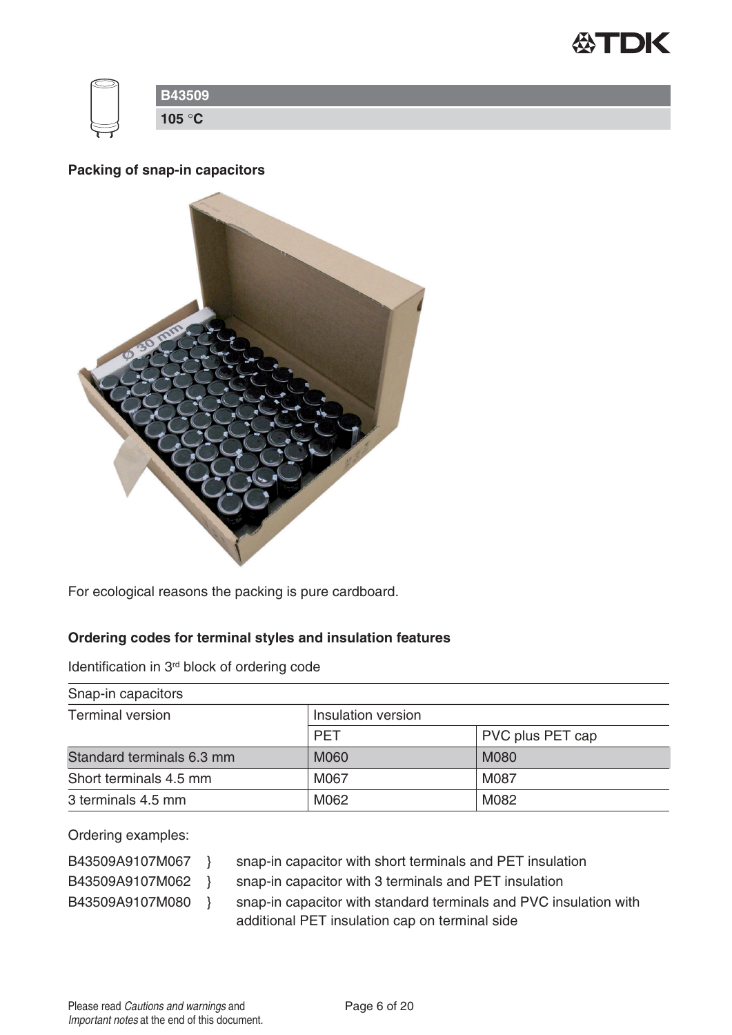**B43509**

**105 °C**

### Packing of snap-in capacitors

For ecological reasons the packing is pure cardboard.

### Ordering codes for terminal styles and insulation features

Identification in 3rd block of ordering code

| Snap-in capacitors | | |
|---|---|---|
| Terminal version | Insulation version | |
| | PET | PVC plus PET cap |
| Standard terminals 6.3 mm | M060 | M080 |
| Short terminals 4.5 mm | M067 | M087 |
| 3 terminals 4.5 mm | M062 | M082 |

Ordering examples:

B43509A9107M067 } snap-in capacitor with short terminals and PET insulation
B43509A9107M062 } snap-in capacitor with 3 terminals and PET insulation
B43509A9107M080 } snap-in capacitor with standard terminals and PVC insulation with additional PET insulation cap on terminal side

Please read *Cautions and warnings* and *Important notes* at the end of this document.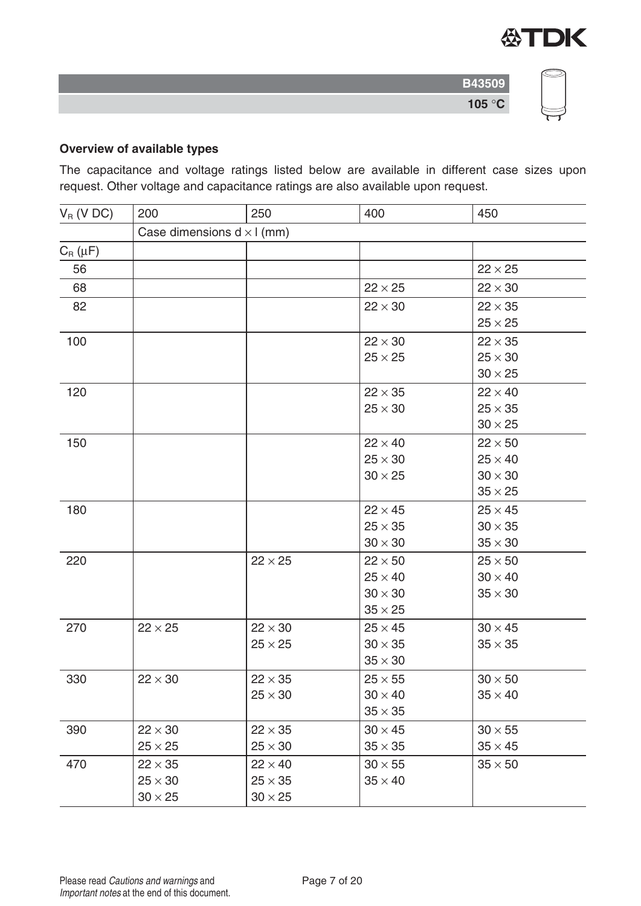### Overview of available types

The capacitance and voltage ratings listed below are available in different case sizes upon request. Other voltage and capacitance ratings are also available upon request.

| $V_R$ (V DC) | 200 | 250 | 400 | 450 |
|---|---|---|---|---|
| | Case dimensions d × l (mm) | | | |
| $C_R$ (µF) | | | | |
| 56 | | | | 22 × 25 |
| 68 | | | 22 × 25 | 22 × 30 |
| 82 | | | 22 × 30 | 22 × 35<br>25 × 25 |
| 100 | | | 22 × 30<br>25 × 25 | 22 × 35<br>25 × 30<br>30 × 25 |
| 120 | | | 22 × 35<br>25 × 30 | 22 × 40<br>25 × 35<br>30 × 25 |
| 150 | | | 22 × 40<br>25 × 30<br>30 × 25 | 22 × 50<br>25 × 40<br>30 × 30<br>35 × 25 |
| 180 | | | 22 × 45<br>25 × 35<br>30 × 30 | 25 × 45<br>30 × 35<br>35 × 30 |
| 220 | | 22 × 25 | 22 × 50<br>25 × 40<br>30 × 30<br>35 × 25 | 25 × 50<br>30 × 40<br>35 × 30 |
| 270 | 22 × 25 | 22 × 30<br>25 × 25 | 25 × 45<br>30 × 35<br>35 × 30 | 30 × 45<br>35 × 35 |
| 330 | 22 × 30 | 22 × 35<br>25 × 30 | 25 × 55<br>30 × 40<br>35 × 35 | 30 × 50<br>35 × 40 |
| 390 | 22 × 30<br>25 × 25 | 22 × 35<br>25 × 30 | 30 × 45<br>35 × 35 | 30 × 55<br>35 × 45 |
| 470 | 22 × 35<br>25 × 30<br>30 × 25 | 22 × 40<br>25 × 35<br>30 × 25 | 30 × 55<br>35 × 40 | 35 × 50 |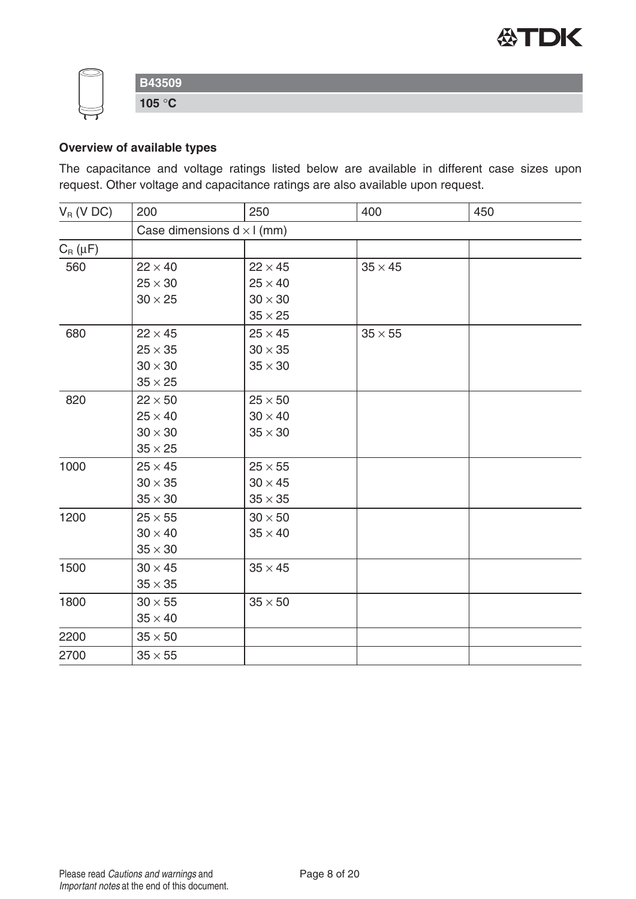**B43509**

**105 °C**

## Overview of available types

The capacitance and voltage ratings listed below are available in different case sizes upon request. Other voltage and capacitance ratings are also available upon request.

| $V_R$ (V DC) | 200 | 250 | 400 | 450 |
|---|---|---|---|---|
| | Case dimensions d × l (mm) | | | |
| $C_R$ (μF) | | | | |
| 560 | 22 × 40<br>25 × 30<br>30 × 25 | 22 × 45<br>25 × 40<br>30 × 30<br>35 × 25 | 35 × 45 | |
| 680 | 22 × 45<br>25 × 35<br>30 × 30<br>35 × 25 | 25 × 45<br>30 × 35<br>35 × 30 | 35 × 55 | |
| 820 | 22 × 50<br>25 × 40<br>30 × 30<br>35 × 25 | 25 × 50<br>30 × 40<br>35 × 30 | | |
| 1000 | 25 × 45<br>30 × 35<br>35 × 30 | 25 × 55<br>30 × 45<br>35 × 35 | | |
| 1200 | 25 × 55<br>30 × 40<br>35 × 30 | 30 × 50<br>35 × 40 | | |
| 1500 | 30 × 45<br>35 × 35 | 35 × 45 | | |
| 1800 | 30 × 55<br>35 × 40 | 35 × 50 | | |
| 2200 | 35 × 50 | | | |
| 2700 | 35 × 55 | | | |

Please read *Cautions and warnings* and *Important notes* at the end of this document.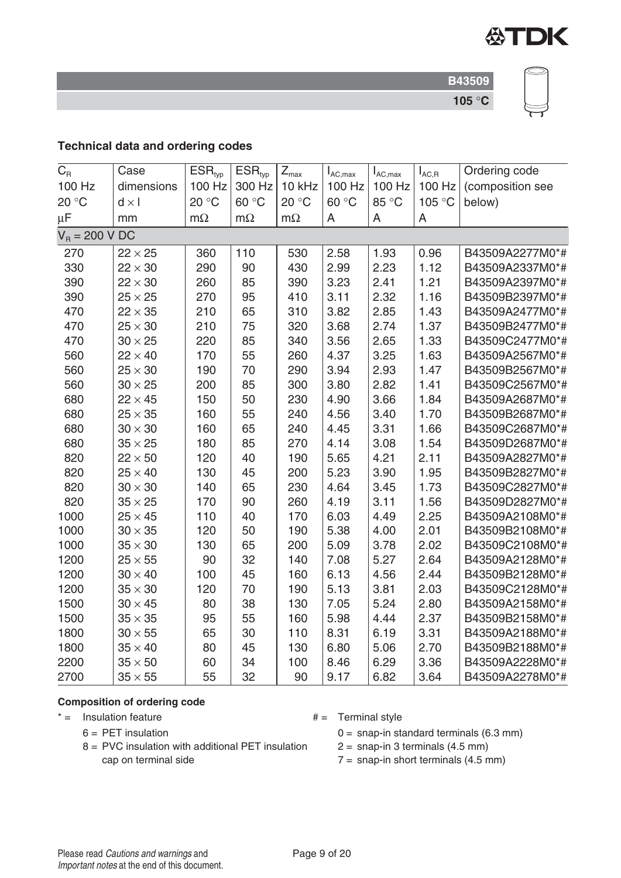## Technical data and ordering codes

| $C_R$ 100 Hz 20 °C µF | Case dimensions d × l mm | $ESR_{typ}$ 100 Hz 20 °C mΩ | $ESR_{typ}$ 300 Hz 60 °C mΩ | $Z_{max}$ 10 kHz 20 °C mΩ | $I_{AC,max}$ 100 Hz 60 °C A | $I_{AC,max}$ 100 Hz 85 °C A | $I_{AC,R}$ 100 Hz 105 °C A | Ordering code (composition see below) |
|---|---|---|---|---|---|---|---|---|
| $V_R$ = 200 V DC | | | | | | | | |
| 270 | 22 × 25 | 360 | 110 | 530 | 2.58 | 1.93 | 0.96 | B43509A2277M0*# |
| 330 | 22 × 30 | 290 | 90 | 430 | 2.99 | 2.23 | 1.12 | B43509A2337M0*# |
| 390 | 22 × 30 | 260 | 85 | 390 | 3.23 | 2.41 | 1.21 | B43509A2397M0*# |
| 390 | 25 × 25 | 270 | 95 | 410 | 3.11 | 2.32 | 1.16 | B43509B2397M0*# |
| 470 | 22 × 35 | 210 | 65 | 310 | 3.82 | 2.85 | 1.43 | B43509A2477M0*# |
| 470 | 25 × 30 | 210 | 75 | 320 | 3.68 | 2.74 | 1.37 | B43509B2477M0*# |
| 470 | 30 × 25 | 220 | 85 | 340 | 3.56 | 2.65 | 1.33 | B43509C2477M0*# |
| 560 | 22 × 40 | 170 | 55 | 260 | 4.37 | 3.25 | 1.63 | B43509A2567M0*# |
| 560 | 25 × 30 | 190 | 70 | 290 | 3.94 | 2.93 | 1.47 | B43509B2567M0*# |
| 560 | 30 × 25 | 200 | 85 | 300 | 3.80 | 2.82 | 1.41 | B43509C2567M0*# |
| 680 | 22 × 45 | 150 | 50 | 230 | 4.90 | 3.66 | 1.84 | B43509A2687M0*# |
| 680 | 25 × 35 | 160 | 55 | 240 | 4.56 | 3.40 | 1.70 | B43509B2687M0*# |
| 680 | 30 × 30 | 160 | 65 | 240 | 4.45 | 3.31 | 1.66 | B43509C2687M0*# |
| 680 | 35 × 25 | 180 | 85 | 270 | 4.14 | 3.08 | 1.54 | B43509D2687M0*# |
| 820 | 22 × 50 | 120 | 40 | 190 | 5.65 | 4.21 | 2.11 | B43509A2827M0*# |
| 820 | 25 × 40 | 130 | 45 | 200 | 5.23 | 3.90 | 1.95 | B43509B2827M0*# |
| 820 | 30 × 30 | 140 | 65 | 230 | 4.64 | 3.45 | 1.73 | B43509C2827M0*# |
| 820 | 35 × 25 | 170 | 90 | 260 | 4.19 | 3.11 | 1.56 | B43509D2827M0*# |
| 1000 | 25 × 45 | 110 | 40 | 170 | 6.03 | 4.49 | 2.25 | B43509A2108M0*# |
| 1000 | 30 × 35 | 120 | 50 | 190 | 5.38 | 4.00 | 2.01 | B43509B2108M0*# |
| 1000 | 35 × 30 | 130 | 65 | 200 | 5.09 | 3.78 | 2.02 | B43509C2108M0*# |
| 1200 | 25 × 55 | 90 | 32 | 140 | 7.08 | 5.27 | 2.64 | B43509A2128M0*# |
| 1200 | 30 × 40 | 100 | 45 | 160 | 6.13 | 4.56 | 2.44 | B43509B2128M0*# |
| 1200 | 35 × 30 | 120 | 70 | 190 | 5.13 | 3.81 | 2.03 | B43509C2128M0*# |
| 1500 | 30 × 45 | 80 | 38 | 130 | 7.05 | 5.24 | 2.80 | B43509A2158M0*# |
| 1500 | 35 × 35 | 95 | 55 | 160 | 5.98 | 4.44 | 2.37 | B43509B2158M0*# |
| 1800 | 30 × 55 | 65 | 30 | 110 | 8.31 | 6.19 | 3.31 | B43509A2188M0*# |
| 1800 | 35 × 40 | 80 | 45 | 130 | 6.80 | 5.06 | 2.70 | B43509B2188M0*# |
| 2200 | 35 × 50 | 60 | 34 | 100 | 8.46 | 6.29 | 3.36 | B43509A2228M0*# |
| 2700 | 35 × 55 | 55 | 32 | 90 | 9.17 | 6.82 | 3.64 | B43509A2278M0*# |

**Composition of ordering code**

\* = Insulation feature
- 6 = PET insulation
- 8 = PVC insulation with additional PET insulation cap on terminal side

\# = Terminal style
- 0 = snap-in standard terminals (6.3 mm)
- 2 = snap-in 3 terminals (4.5 mm)
- 7 = snap-in short terminals (4.5 mm)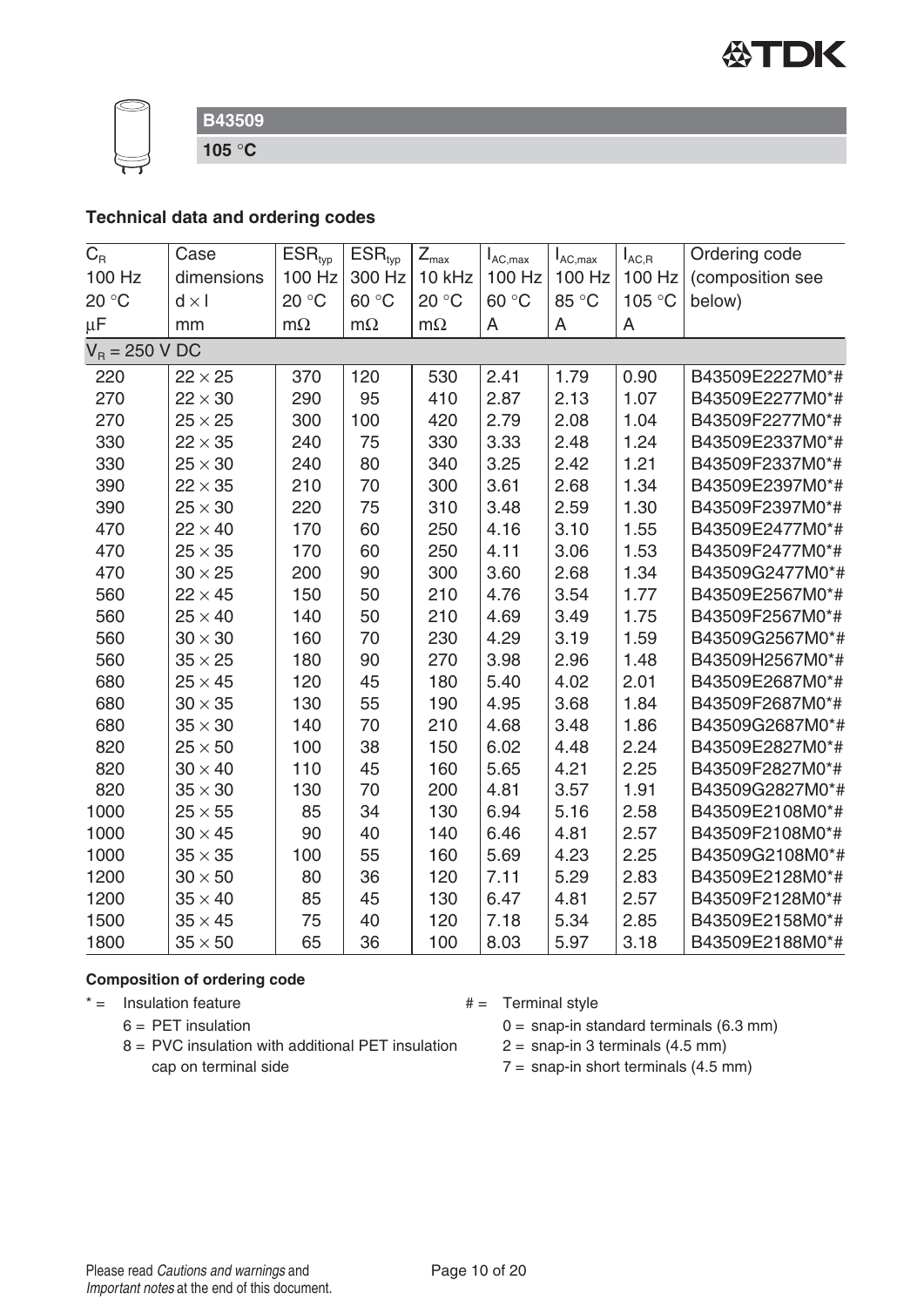**B43509**

**105 °C**

### Technical data and ordering codes

| $C_R$ 100 Hz 20 °C µF | Case dimensions d × l mm | $ESR_{typ}$ 100 Hz 20 °C mΩ | $ESR_{typ}$ 300 Hz 60 °C mΩ | $Z_{max}$ 10 kHz 20 °C mΩ | $I_{AC,max}$ 100 Hz 60 °C A | $I_{AC,max}$ 100 Hz 85 °C A | $I_{AC,R}$ 100 Hz 105 °C A | Ordering code (composition see below) |
|---|---|---|---|---|---|---|---|---|
| $V_R$ = 250 V DC | | | | | | | | |
| 220 | 22 × 25 | 370 | 120 | 530 | 2.41 | 1.79 | 0.90 | B43509E2227M0*# |
| 270 | 22 × 30 | 290 | 95 | 410 | 2.87 | 2.13 | 1.07 | B43509E2277M0*# |
| 270 | 25 × 25 | 300 | 100 | 420 | 2.79 | 2.08 | 1.04 | B43509F2277M0*# |
| 330 | 22 × 35 | 240 | 75 | 330 | 3.33 | 2.48 | 1.24 | B43509E2337M0*# |
| 330 | 25 × 30 | 240 | 80 | 340 | 3.25 | 2.42 | 1.21 | B43509F2337M0*# |
| 390 | 22 × 35 | 210 | 70 | 300 | 3.61 | 2.68 | 1.34 | B43509E2397M0*# |
| 390 | 25 × 30 | 220 | 75 | 310 | 3.48 | 2.59 | 1.30 | B43509F2397M0*# |
| 470 | 22 × 40 | 170 | 60 | 250 | 4.16 | 3.10 | 1.55 | B43509E2477M0*# |
| 470 | 25 × 35 | 170 | 60 | 250 | 4.11 | 3.06 | 1.53 | B43509F2477M0*# |
| 470 | 30 × 25 | 200 | 90 | 300 | 3.60 | 2.68 | 1.34 | B43509G2477M0*# |
| 560 | 22 × 45 | 150 | 50 | 210 | 4.76 | 3.54 | 1.77 | B43509E2567M0*# |
| 560 | 25 × 40 | 140 | 50 | 210 | 4.69 | 3.49 | 1.75 | B43509F2567M0*# |
| 560 | 30 × 30 | 160 | 70 | 230 | 4.29 | 3.19 | 1.59 | B43509G2567M0*# |
| 560 | 35 × 25 | 180 | 90 | 270 | 3.98 | 2.96 | 1.48 | B43509H2567M0*# |
| 680 | 25 × 45 | 120 | 45 | 180 | 5.40 | 4.02 | 2.01 | B43509E2687M0*# |
| 680 | 30 × 35 | 130 | 55 | 190 | 4.95 | 3.68 | 1.84 | B43509F2687M0*# |
| 680 | 35 × 30 | 140 | 70 | 210 | 4.68 | 3.48 | 1.86 | B43509G2687M0*# |
| 820 | 25 × 50 | 100 | 38 | 150 | 6.02 | 4.48 | 2.24 | B43509E2827M0*# |
| 820 | 30 × 40 | 110 | 45 | 160 | 5.65 | 4.21 | 2.25 | B43509F2827M0*# |
| 820 | 35 × 30 | 130 | 70 | 200 | 4.81 | 3.57 | 1.91 | B43509G2827M0*# |
| 1000 | 25 × 55 | 85 | 34 | 130 | 6.94 | 5.16 | 2.58 | B43509E2108M0*# |
| 1000 | 30 × 45 | 90 | 40 | 140 | 6.46 | 4.81 | 2.57 | B43509F2108M0*# |
| 1000 | 35 × 35 | 100 | 55 | 160 | 5.69 | 4.23 | 2.25 | B43509G2108M0*# |
| 1200 | 30 × 50 | 80 | 36 | 120 | 7.11 | 5.29 | 2.83 | B43509E2128M0*# |
| 1200 | 35 × 40 | 85 | 45 | 130 | 6.47 | 4.81 | 2.57 | B43509F2128M0*# |
| 1500 | 35 × 45 | 75 | 40 | 120 | 7.18 | 5.34 | 2.85 | B43509E2158M0*# |
| 1800 | 35 × 50 | 65 | 36 | 100 | 8.03 | 5.97 | 3.18 | B43509E2188M0*# |

**Composition of ordering code**

* = Insulation feature
  - 6 = PET insulation
  - 8 = PVC insulation with additional PET insulation cap on terminal side

# = Terminal style
  - 0 = snap-in standard terminals (6.3 mm)
  - 2 = snap-in 3 terminals (4.5 mm)
  - 7 = snap-in short terminals (4.5 mm)

Please read *Cautions and warnings* and *Important notes* at the end of this document.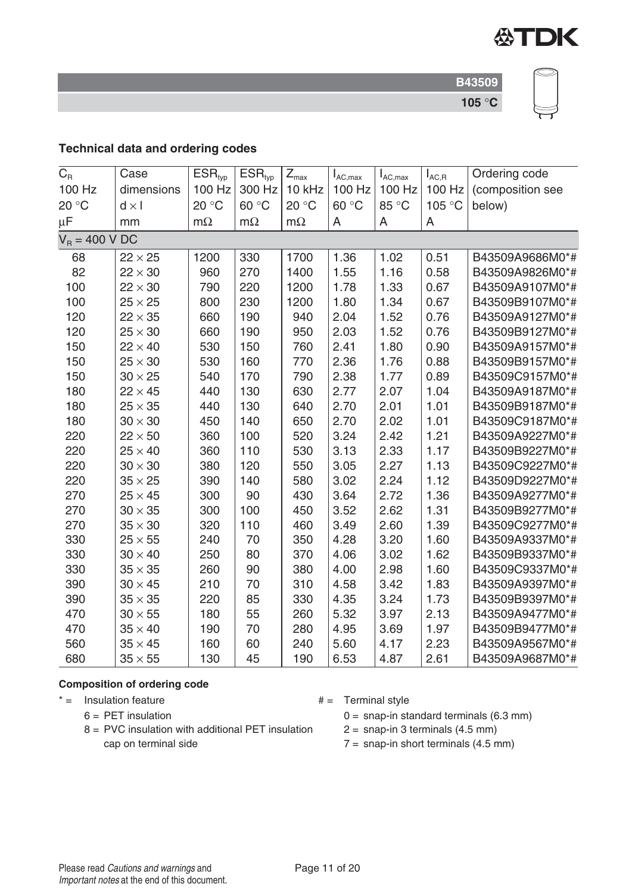**B43509**

**105 °C**

## Technical data and ordering codes

| $C_R$ 100 Hz 20 °C µF | Case dimensions d × l mm | $ESR_{typ}$ 100 Hz 20 °C mΩ | $ESR_{typ}$ 300 Hz 60 °C mΩ | $Z_{max}$ 10 kHz 20 °C mΩ | $I_{AC,max}$ 100 Hz 60 °C A | $I_{AC,max}$ 100 Hz 85 °C A | $I_{AC,R}$ 100 Hz 105 °C A | Ordering code (composition see below) |
|---|---|---|---|---|---|---|---|---|
| $V_R$ = 400 V DC | | | | | | | | |
| 68 | 22 × 25 | 1200 | 330 | 1700 | 1.36 | 1.02 | 0.51 | B43509A9686M0*# |
| 82 | 22 × 30 | 960 | 270 | 1400 | 1.55 | 1.16 | 0.58 | B43509A9826M0*# |
| 100 | 22 × 30 | 790 | 220 | 1200 | 1.78 | 1.33 | 0.67 | B43509A9107M0*# |
| 100 | 25 × 25 | 800 | 230 | 1200 | 1.80 | 1.34 | 0.67 | B43509B9107M0*# |
| 120 | 22 × 35 | 660 | 190 | 940 | 2.04 | 1.52 | 0.76 | B43509A9127M0*# |
| 120 | 25 × 30 | 660 | 190 | 950 | 2.03 | 1.52 | 0.76 | B43509B9127M0*# |
| 150 | 22 × 40 | 530 | 150 | 760 | 2.41 | 1.80 | 0.90 | B43509A9157M0*# |
| 150 | 25 × 30 | 530 | 160 | 770 | 2.36 | 1.76 | 0.88 | B43509B9157M0*# |
| 150 | 30 × 25 | 540 | 170 | 790 | 2.38 | 1.77 | 0.89 | B43509C9157M0*# |
| 180 | 22 × 45 | 440 | 130 | 630 | 2.77 | 2.07 | 1.04 | B43509A9187M0*# |
| 180 | 25 × 35 | 440 | 130 | 640 | 2.70 | 2.01 | 1.01 | B43509B9187M0*# |
| 180 | 30 × 30 | 450 | 140 | 650 | 2.70 | 2.02 | 1.01 | B43509C9187M0*# |
| 220 | 22 × 50 | 360 | 100 | 520 | 3.24 | 2.42 | 1.21 | B43509A9227M0*# |
| 220 | 25 × 40 | 360 | 110 | 530 | 3.13 | 2.33 | 1.17 | B43509B9227M0*# |
| 220 | 30 × 30 | 380 | 120 | 550 | 3.05 | 2.27 | 1.13 | B43509C9227M0*# |
| 220 | 35 × 25 | 390 | 140 | 580 | 3.02 | 2.24 | 1.12 | B43509D9227M0*# |
| 270 | 25 × 45 | 300 | 90 | 430 | 3.64 | 2.72 | 1.36 | B43509A9277M0*# |
| 270 | 30 × 35 | 300 | 100 | 450 | 3.52 | 2.62 | 1.31 | B43509B9277M0*# |
| 270 | 35 × 30 | 320 | 110 | 460 | 3.49 | 2.60 | 1.39 | B43509C9277M0*# |
| 330 | 25 × 55 | 240 | 70 | 350 | 4.28 | 3.20 | 1.60 | B43509A9337M0*# |
| 330 | 30 × 40 | 250 | 80 | 370 | 4.06 | 3.02 | 1.62 | B43509B9337M0*# |
| 330 | 35 × 35 | 260 | 90 | 380 | 4.00 | 2.98 | 1.60 | B43509C9337M0*# |
| 390 | 30 × 45 | 210 | 70 | 310 | 4.58 | 3.42 | 1.83 | B43509A9397M0*# |
| 390 | 35 × 35 | 220 | 85 | 330 | 4.35 | 3.24 | 1.73 | B43509B9397M0*# |
| 470 | 30 × 55 | 180 | 55 | 260 | 5.32 | 3.97 | 2.13 | B43509A9477M0*# |
| 470 | 35 × 40 | 190 | 70 | 280 | 4.95 | 3.69 | 1.97 | B43509B9477M0*# |
| 560 | 35 × 45 | 160 | 60 | 240 | 5.60 | 4.17 | 2.23 | B43509A9567M0*# |
| 680 | 35 × 55 | 130 | 45 | 190 | 6.53 | 4.87 | 2.61 | B43509A9687M0*# |

**Composition of ordering code**

* = Insulation feature
  - 6 = PET insulation
  - 8 = PVC insulation with additional PET insulation cap on terminal side

# = Terminal style
  - 0 = snap-in standard terminals (6.3 mm)
  - 2 = snap-in 3 terminals (4.5 mm)
  - 7 = snap-in short terminals (4.5 mm)

Please read *Cautions and warnings* and *Important notes* at the end of this document.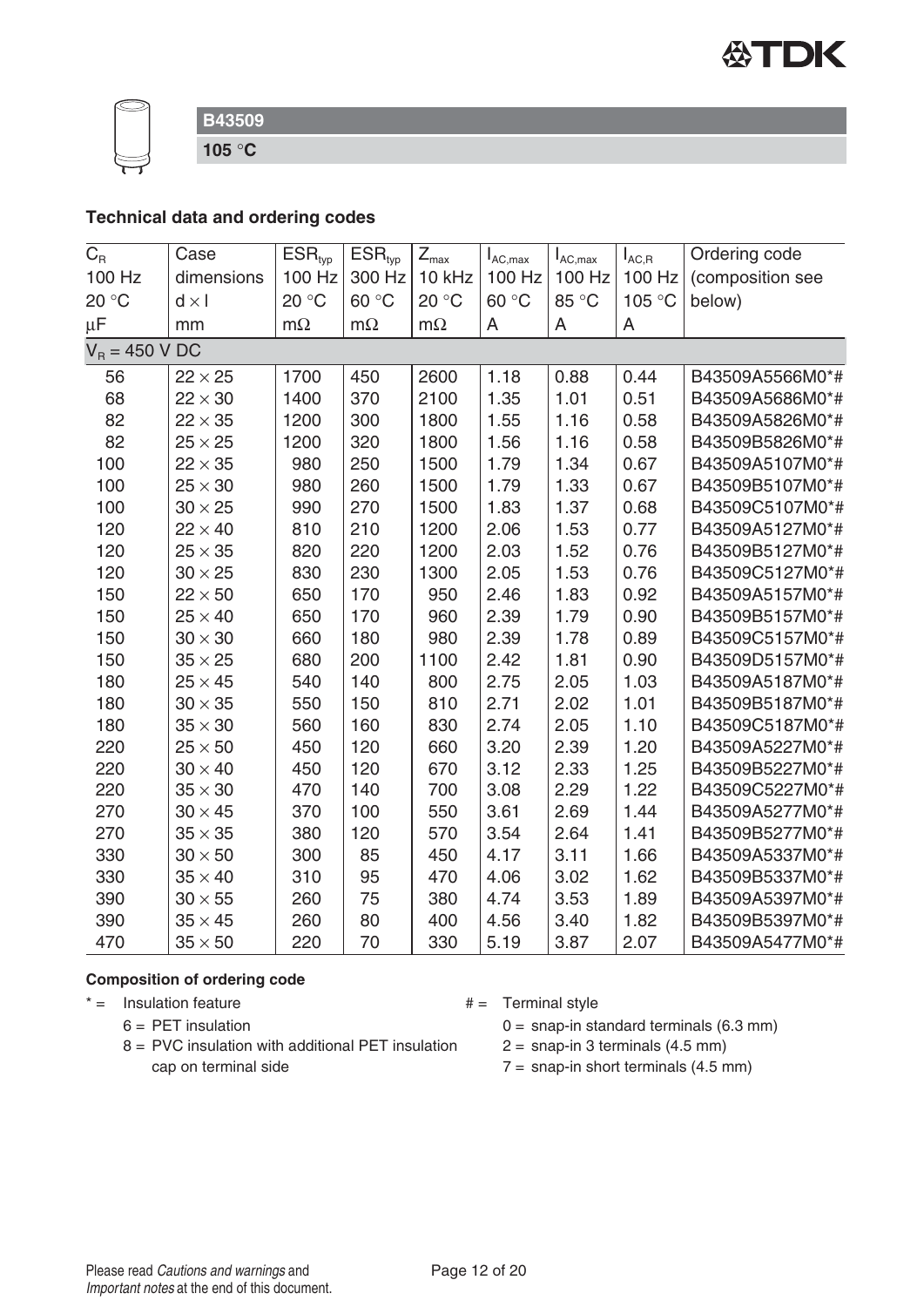**B43509**

**105 °C**

## Technical data and ordering codes

| $C_R$ 100 Hz 20 °C µF | Case dimensions d × l mm | $ESR_{typ}$ 100 Hz 20 °C mΩ | $ESR_{typ}$ 300 Hz 60 °C mΩ | $Z_{max}$ 10 kHz 20 °C mΩ | $I_{AC,max}$ 100 Hz 60 °C A | $I_{AC,max}$ 100 Hz 85 °C A | $I_{AC,R}$ 100 Hz 105 °C A | Ordering code (composition see below) |
|---|---|---|---|---|---|---|---|---|
| $V_R$ = 450 V DC | | | | | | | | |
| 56 | 22 × 25 | 1700 | 450 | 2600 | 1.18 | 0.88 | 0.44 | B43509A5566M0*# |
| 68 | 22 × 30 | 1400 | 370 | 2100 | 1.35 | 1.01 | 0.51 | B43509A5686M0*# |
| 82 | 22 × 35 | 1200 | 300 | 1800 | 1.55 | 1.16 | 0.58 | B43509A5826M0*# |
| 82 | 25 × 25 | 1200 | 320 | 1800 | 1.56 | 1.16 | 0.58 | B43509B5826M0*# |
| 100 | 22 × 35 | 980 | 250 | 1500 | 1.79 | 1.34 | 0.67 | B43509A5107M0*# |
| 100 | 25 × 30 | 980 | 260 | 1500 | 1.79 | 1.33 | 0.67 | B43509B5107M0*# |
| 100 | 30 × 25 | 990 | 270 | 1500 | 1.83 | 1.37 | 0.68 | B43509C5107M0*# |
| 120 | 22 × 40 | 810 | 210 | 1200 | 2.06 | 1.53 | 0.77 | B43509A5127M0*# |
| 120 | 25 × 35 | 820 | 220 | 1200 | 2.03 | 1.52 | 0.76 | B43509B5127M0*# |
| 120 | 30 × 25 | 830 | 230 | 1300 | 2.05 | 1.53 | 0.76 | B43509C5127M0*# |
| 150 | 22 × 50 | 650 | 170 | 950 | 2.46 | 1.83 | 0.92 | B43509A5157M0*# |
| 150 | 25 × 40 | 650 | 170 | 960 | 2.39 | 1.79 | 0.90 | B43509B5157M0*# |
| 150 | 30 × 30 | 660 | 180 | 980 | 2.39 | 1.78 | 0.89 | B43509C5157M0*# |
| 150 | 35 × 25 | 680 | 200 | 1100 | 2.42 | 1.81 | 0.90 | B43509D5157M0*# |
| 180 | 25 × 45 | 540 | 140 | 800 | 2.75 | 2.05 | 1.03 | B43509A5187M0*# |
| 180 | 30 × 35 | 550 | 150 | 810 | 2.71 | 2.02 | 1.01 | B43509B5187M0*# |
| 180 | 35 × 30 | 560 | 160 | 830 | 2.74 | 2.05 | 1.10 | B43509C5187M0*# |
| 220 | 25 × 50 | 450 | 120 | 660 | 3.20 | 2.39 | 1.20 | B43509A5227M0*# |
| 220 | 30 × 40 | 450 | 120 | 670 | 3.12 | 2.33 | 1.25 | B43509B5227M0*# |
| 220 | 35 × 30 | 470 | 140 | 700 | 3.08 | 2.29 | 1.22 | B43509C5227M0*# |
| 270 | 30 × 45 | 370 | 100 | 550 | 3.61 | 2.69 | 1.44 | B43509A5277M0*# |
| 270 | 35 × 35 | 380 | 120 | 570 | 3.54 | 2.64 | 1.41 | B43509B5277M0*# |
| 330 | 30 × 50 | 300 | 85 | 450 | 4.17 | 3.11 | 1.66 | B43509A5337M0*# |
| 330 | 35 × 40 | 310 | 95 | 470 | 4.06 | 3.02 | 1.62 | B43509B5337M0*# |
| 390 | 30 × 55 | 260 | 75 | 380 | 4.74 | 3.53 | 1.89 | B43509A5397M0*# |
| 390 | 35 × 45 | 260 | 80 | 400 | 4.56 | 3.40 | 1.82 | B43509B5397M0*# |
| 470 | 35 × 50 | 220 | 70 | 330 | 5.19 | 3.87 | 2.07 | B43509A5477M0*# |

**Composition of ordering code**

\* = Insulation feature
- 6 = PET insulation
- 8 = PVC insulation with additional PET insulation cap on terminal side

\# = Terminal style
- 0 = snap-in standard terminals (6.3 mm)
- 2 = snap-in 3 terminals (4.5 mm)
- 7 = snap-in short terminals (4.5 mm)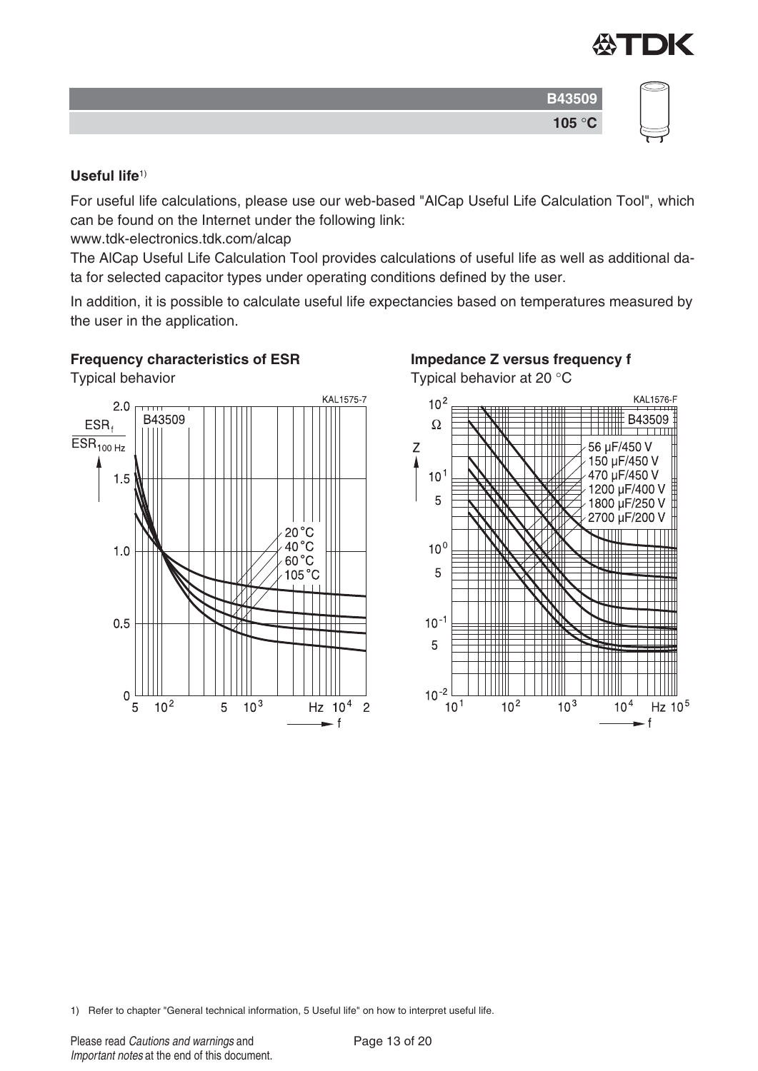B43509

105 °C

## Useful life[1)]

For useful life calculations, please use our web-based "AlCap Useful Life Calculation Tool", which can be found on the Internet under the following link:

www.tdk-electronics.tdk.com/alcap

The AlCap Useful Life Calculation Tool provides calculations of useful life as well as additional data for selected capacitor types under operating conditions defined by the user.

In addition, it is possible to calculate useful life expectancies based on temperatures measured by the user in the application.

### Frequency characteristics of ESR

Typical behavior

### Impedance Z versus frequency f

Typical behavior at 20 °C

1) Refer to chapter "General technical information, 5 Useful life" on how to interpret useful life.

Please read *Cautions and warnings* and *Important notes* at the end of this document.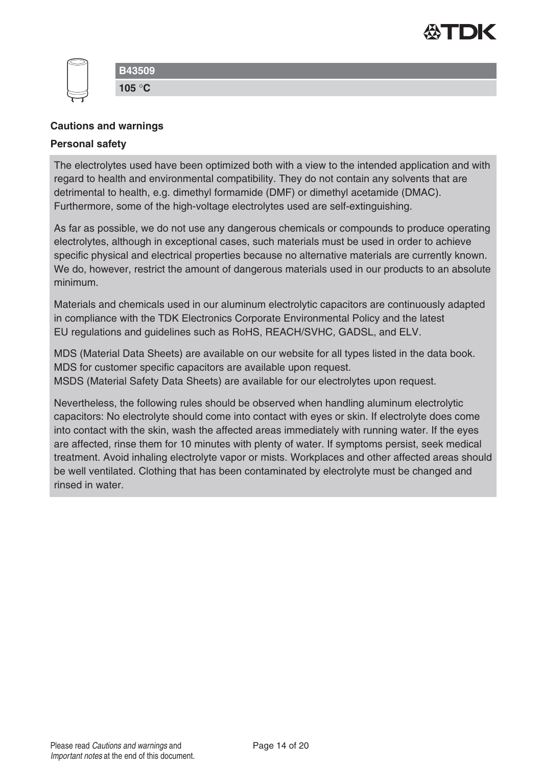**B43509**

**105 °C**

## Cautions and warnings

### Personal safety

The electrolytes used have been optimized both with a view to the intended application and with regard to health and environmental compatibility. They do not contain any solvents that are detrimental to health, e.g. dimethyl formamide (DMF) or dimethyl acetamide (DMAC). Furthermore, some of the high-voltage electrolytes used are self-extinguishing.

As far as possible, we do not use any dangerous chemicals or compounds to produce operating electrolytes, although in exceptional cases, such materials must be used in order to achieve specific physical and electrical properties because no alternative materials are currently known. We do, however, restrict the amount of dangerous materials used in our products to an absolute minimum.

Materials and chemicals used in our aluminum electrolytic capacitors are continuously adapted in compliance with the TDK Electronics Corporate Environmental Policy and the latest EU regulations and guidelines such as RoHS, REACH/SVHC, GADSL, and ELV.

MDS (Material Data Sheets) are available on our website for all types listed in the data book. MDS for customer specific capacitors are available upon request.
MSDS (Material Safety Data Sheets) are available for our electrolytes upon request.

Nevertheless, the following rules should be observed when handling aluminum electrolytic capacitors: No electrolyte should come into contact with eyes or skin. If electrolyte does come into contact with the skin, wash the affected areas immediately with running water. If the eyes are affected, rinse them for 10 minutes with plenty of water. If symptoms persist, seek medical treatment. Avoid inhaling electrolyte vapor or mists. Workplaces and other affected areas should be well ventilated. Clothing that has been contaminated by electrolyte must be changed and rinsed in water.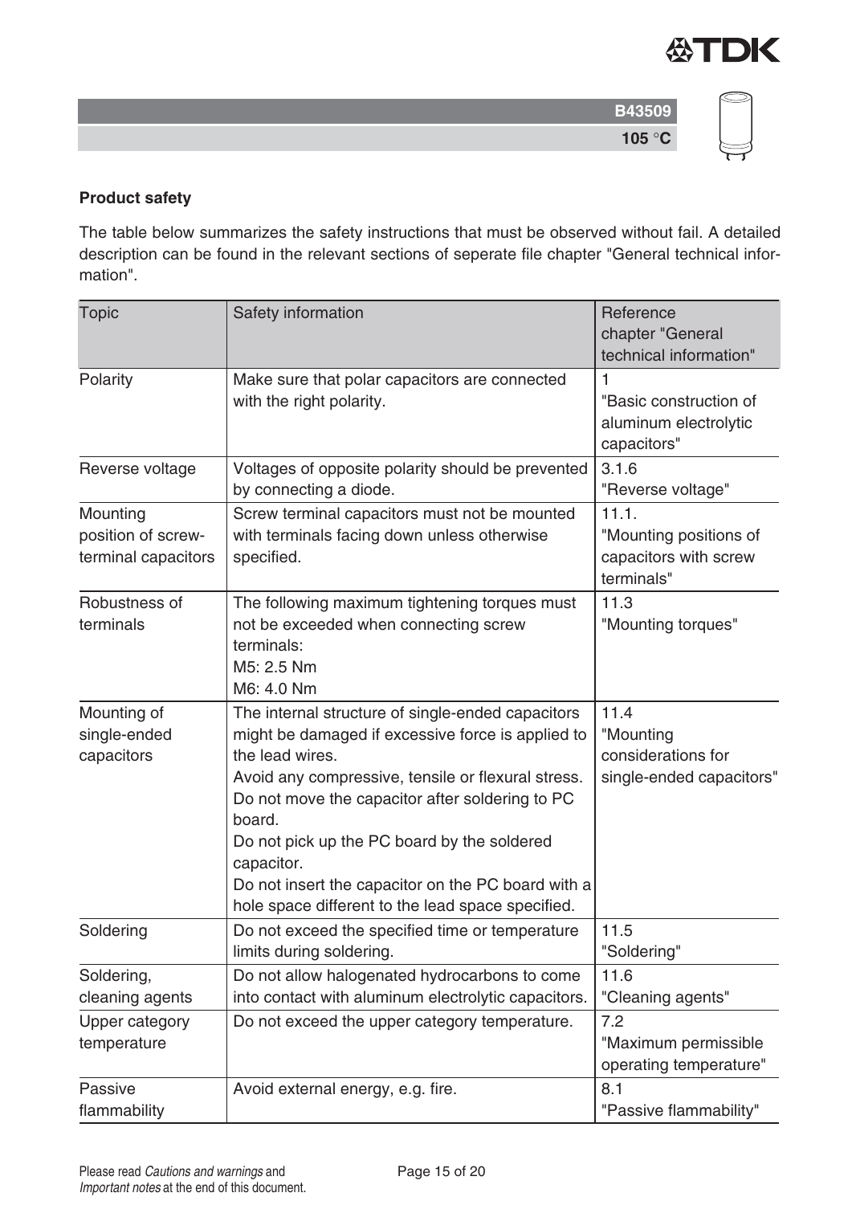**B43509**

**105 °C**

## Product safety

The table below summarizes the safety instructions that must be observed without fail. A detailed description can be found in the relevant sections of seperate file chapter "General technical information".

| Topic | Safety information | Reference chapter "General technical information" |
|---|---|---|
| Polarity | Make sure that polar capacitors are connected with the right polarity. | 1 "Basic construction of aluminum electrolytic capacitors" |
| Reverse voltage | Voltages of opposite polarity should be prevented by connecting a diode. | 3.1.6 "Reverse voltage" |
| Mounting position of screw-terminal capacitors | Screw terminal capacitors must not be mounted with terminals facing down unless otherwise specified. | 11.1. "Mounting positions of capacitors with screw terminals" |
| Robustness of terminals | The following maximum tightening torques must not be exceeded when connecting screw terminals:<br>M5: 2.5 Nm<br>M6: 4.0 Nm | 11.3 "Mounting torques" |
| Mounting of single-ended capacitors | The internal structure of single-ended capacitors might be damaged if excessive force is applied to the lead wires.<br>Avoid any compressive, tensile or flexural stress.<br>Do not move the capacitor after soldering to PC board.<br>Do not pick up the PC board by the soldered capacitor.<br>Do not insert the capacitor on the PC board with a hole space different to the lead space specified. | 11.4 "Mounting considerations for single-ended capacitors" |
| Soldering | Do not exceed the specified time or temperature limits during soldering. | 11.5 "Soldering" |
| Soldering, cleaning agents | Do not allow halogenated hydrocarbons to come into contact with aluminum electrolytic capacitors. | 11.6 "Cleaning agents" |
| Upper category temperature | Do not exceed the upper category temperature. | 7.2 "Maximum permissible operating temperature" |
| Passive flammability | Avoid external energy, e.g. fire. | 8.1 "Passive flammability" |

Please read *Cautions and warnings* and *Important notes* at the end of this document.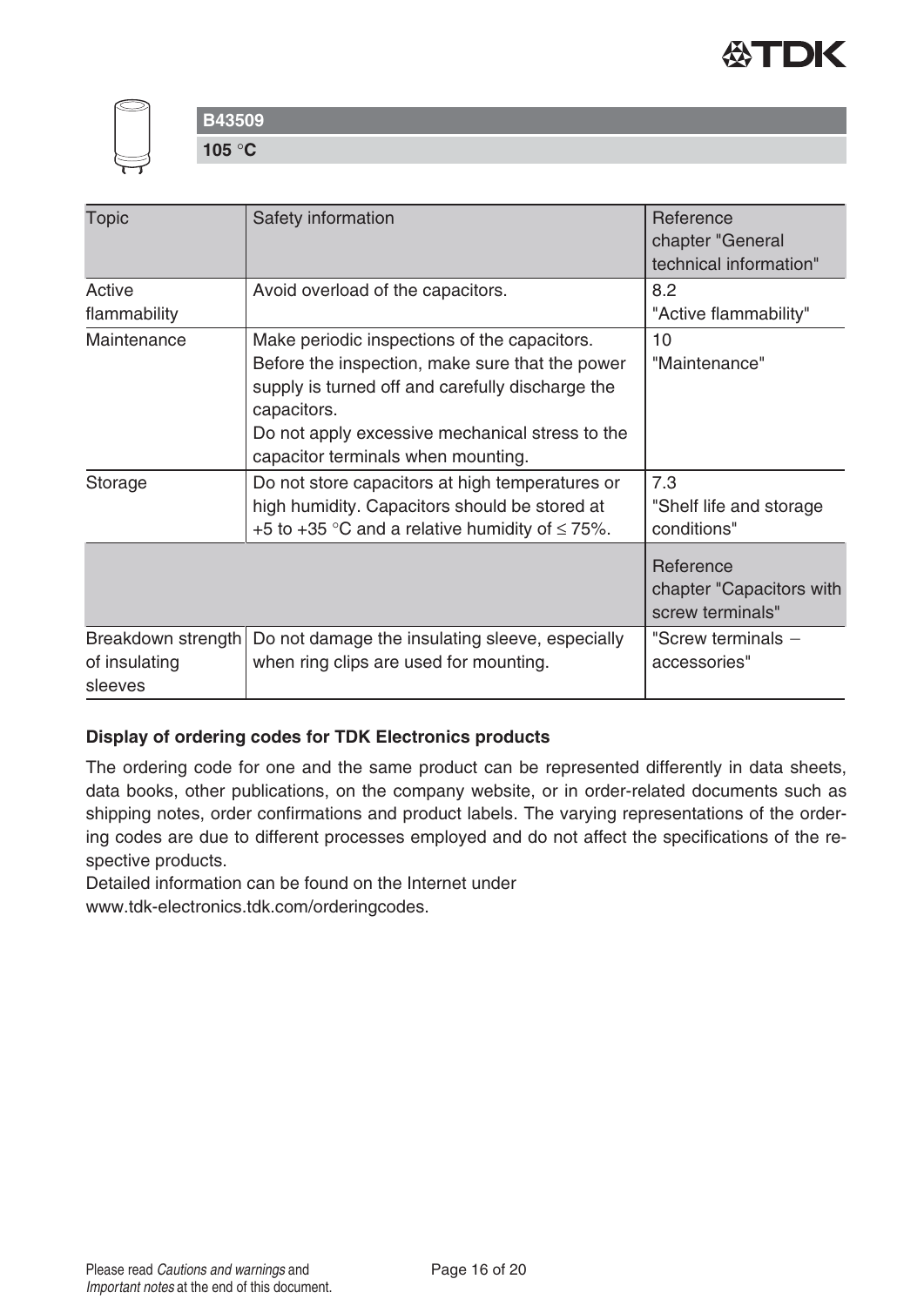| Topic | Safety information | Reference chapter "General technical information" |
|---|---|---|
| Active flammability | Avoid overload of the capacitors. | 8.2 "Active flammability" |
| Maintenance | Make periodic inspections of the capacitors. Before the inspection, make sure that the power supply is turned off and carefully discharge the capacitors. Do not apply excessive mechanical stress to the capacitor terminals when mounting. | 10 "Maintenance" |
| Storage | Do not store capacitors at high temperatures or high humidity. Capacitors should be stored at +5 to +35 °C and a relative humidity of ≤ 75%. | 7.3 "Shelf life and storage conditions" |
| | | Reference chapter "Capacitors with screw terminals" |
| Breakdown strength of insulating sleeves | Do not damage the insulating sleeve, especially when ring clips are used for mounting. | "Screw terminals − accessories" |

**Display of ordering codes for TDK Electronics products**

The ordering code for one and the same product can be represented differently in data sheets, data books, other publications, on the company website, or in order-related documents such as shipping notes, order confirmations and product labels. The varying representations of the ordering codes are due to different processes employed and do not affect the specifications of the respective products.

Detailed information can be found on the Internet under www.tdk-electronics.tdk.com/orderingcodes.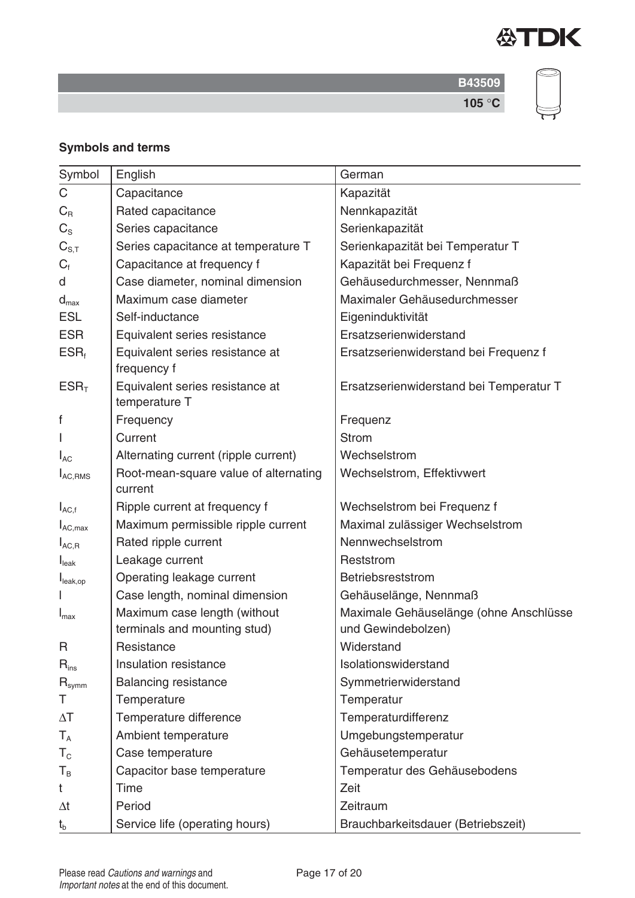## Symbols and terms

| Symbol | English | German |
|---|---|---|
| C | Capacitance | Kapazität |
| $C_R$ | Rated capacitance | Nennkapazität |
| $C_S$ | Series capacitance | Serienkapazität |
| $C_{S,T}$ | Series capacitance at temperature T | Serienkapazität bei Temperatur T |
| $C_f$ | Capacitance at frequency f | Kapazität bei Frequenz f |
| d | Case diameter, nominal dimension | Gehäusedurchmesser, Nennmaß |
| $d_{max}$ | Maximum case diameter | Maximaler Gehäusedurchmesser |
| ESL | Self-inductance | Eigeninduktivität |
| ESR | Equivalent series resistance | Ersatzserienwiderstand |
| $ESR_f$ | Equivalent series resistance at frequency f | Ersatzserienwiderstand bei Frequenz f |
| $ESR_T$ | Equivalent series resistance at temperature T | Ersatzserienwiderstand bei Temperatur T |
| f | Frequency | Frequenz |
| I | Current | Strom |
| $I_{AC}$ | Alternating current (ripple current) | Wechselstrom |
| $I_{AC,RMS}$ | Root-mean-square value of alternating current | Wechselstrom, Effektivwert |
| $I_{AC,f}$ | Ripple current at frequency f | Wechselstrom bei Frequenz f |
| $I_{AC,max}$ | Maximum permissible ripple current | Maximal zulässiger Wechselstrom |
| $I_{AC,R}$ | Rated ripple current | Nennwechselstrom |
| $I_{leak}$ | Leakage current | Reststrom |
| $I_{leak,op}$ | Operating leakage current | Betriebsreststrom |
| l | Case length, nominal dimension | Gehäuselänge, Nennmaß |
| $l_{max}$ | Maximum case length (without terminals and mounting stud) | Maximale Gehäuselänge (ohne Anschlüsse und Gewindebolzen) |
| R | Resistance | Widerstand |
| $R_{ins}$ | Insulation resistance | Isolationswiderstand |
| $R_{symm}$ | Balancing resistance | Symmetrierwiderstand |
| T | Temperature | Temperatur |
| $\Delta T$ | Temperature difference | Temperaturdifferenz |
| $T_A$ | Ambient temperature | Umgebungstemperatur |
| $T_C$ | Case temperature | Gehäusetemperatur |
| $T_B$ | Capacitor base temperature | Temperatur des Gehäusebodens |
| t | Time | Zeit |
| $\Delta t$ | Period | Zeitraum |
| $t_b$ | Service life (operating hours) | Brauchbarkeitsdauer (Betriebszeit) |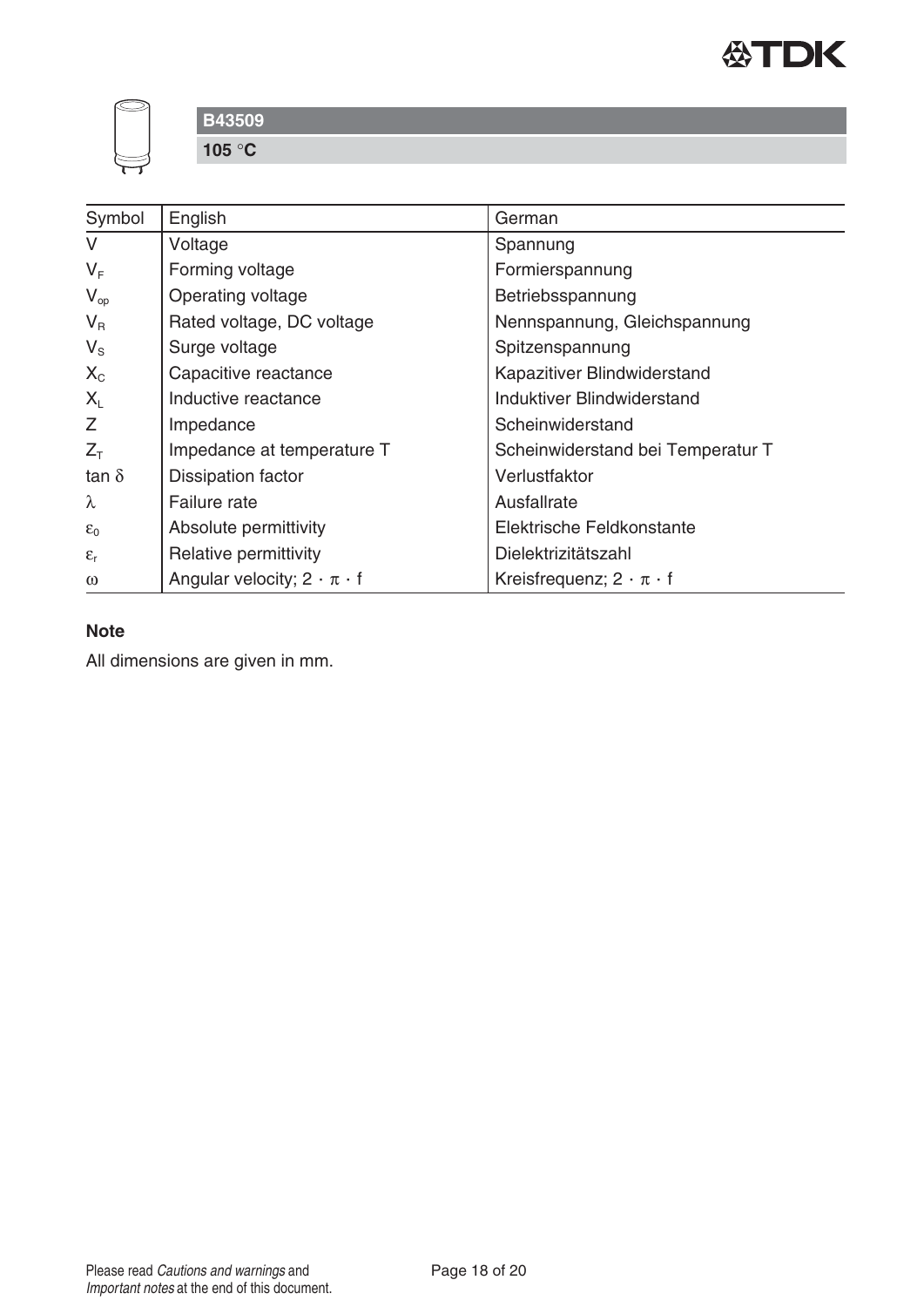## B43509

**105 °C**

| Symbol | English | German |
|---|---|---|
| $V$ | Voltage | Spannung |
| $V_F$ | Forming voltage | Formierspannung |
| $V_{op}$ | Operating voltage | Betriebsspannung |
| $V_R$ | Rated voltage, DC voltage | Nennspannung, Gleichspannung |
| $V_S$ | Surge voltage | Spitzenspannung |
| $X_C$ | Capacitive reactance | Kapazitiver Blindwiderstand |
| $X_L$ | Inductive reactance | Induktiver Blindwiderstand |
| $Z$ | Impedance | Scheinwiderstand |
| $Z_T$ | Impedance at temperature T | Scheinwiderstand bei Temperatur T |
| $\tan \delta$ | Dissipation factor | Verlustfaktor |
| $\lambda$ | Failure rate | Ausfallrate |
| $\varepsilon_0$ | Absolute permittivity | Elektrische Feldkonstante |
| $\varepsilon_r$ | Relative permittivity | Dielektrizitätszahl |
| $\omega$ | Angular velocity; $2 \cdot \pi \cdot f$ | Kreisfrequenz; $2 \cdot \pi \cdot f$ |

**Note**

All dimensions are given in mm.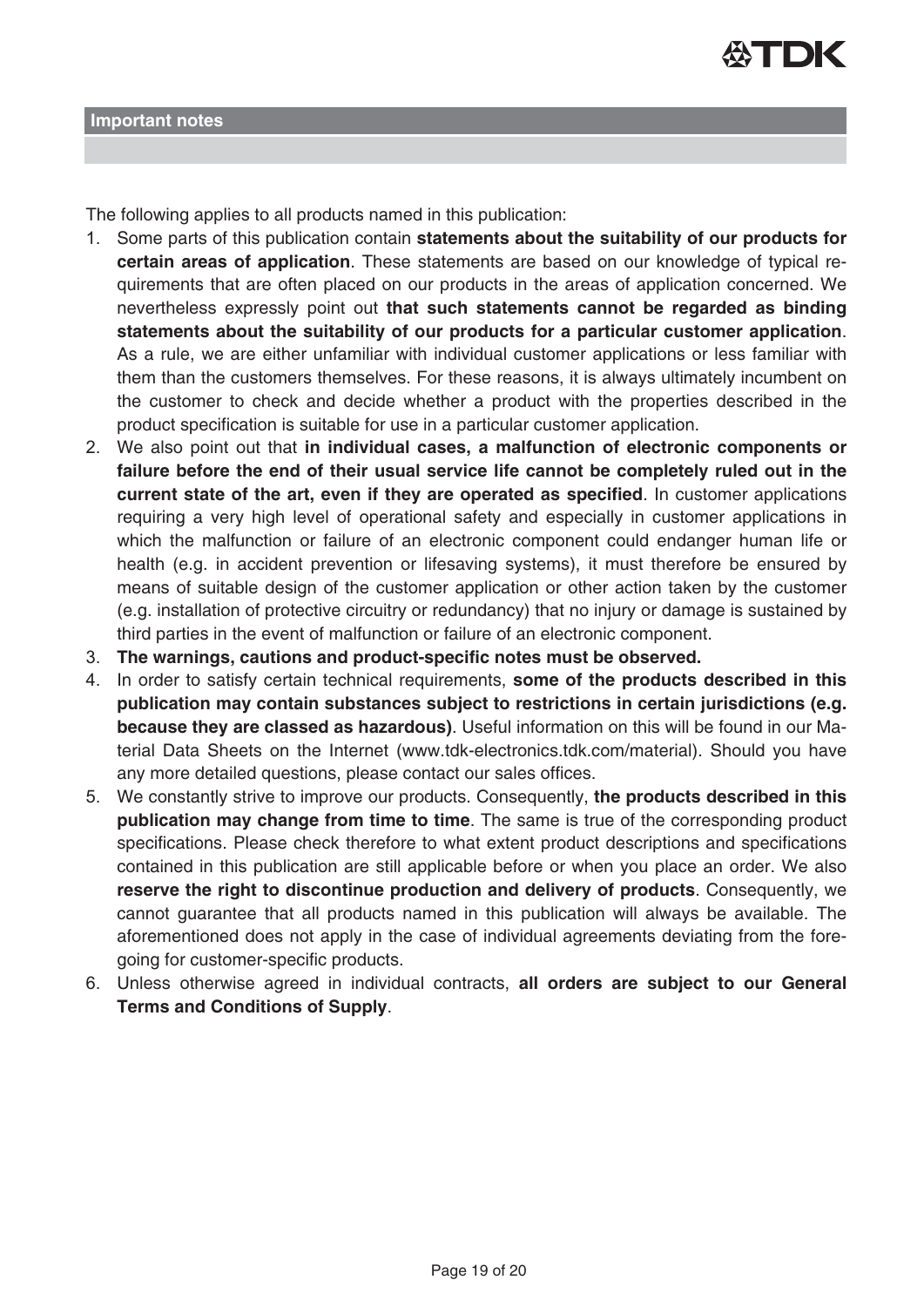## Important notes

The following applies to all products named in this publication:

1. Some parts of this publication contain **statements about the suitability of our products for certain areas of application**. These statements are based on our knowledge of typical requirements that are often placed on our products in the areas of application concerned. We nevertheless expressly point out **that such statements cannot be regarded as binding statements about the suitability of our products for a particular customer application**. As a rule, we are either unfamiliar with individual customer applications or less familiar with them than the customers themselves. For these reasons, it is always ultimately incumbent on the customer to check and decide whether a product with the properties described in the product specification is suitable for use in a particular customer application.
2. We also point out that **in individual cases, a malfunction of electronic components or failure before the end of their usual service life cannot be completely ruled out in the current state of the art, even if they are operated as specified**. In customer applications requiring a very high level of operational safety and especially in customer applications in which the malfunction or failure of an electronic component could endanger human life or health (e.g. in accident prevention or lifesaving systems), it must therefore be ensured by means of suitable design of the customer application or other action taken by the customer (e.g. installation of protective circuitry or redundancy) that no injury or damage is sustained by third parties in the event of malfunction or failure of an electronic component.
3. **The warnings, cautions and product-specific notes must be observed.**
4. In order to satisfy certain technical requirements, **some of the products described in this publication may contain substances subject to restrictions in certain jurisdictions (e.g. because they are classed as hazardous)**. Useful information on this will be found in our Material Data Sheets on the Internet (www.tdk-electronics.tdk.com/material). Should you have any more detailed questions, please contact our sales offices.
5. We constantly strive to improve our products. Consequently, **the products described in this publication may change from time to time**. The same is true of the corresponding product specifications. Please check therefore to what extent product descriptions and specifications contained in this publication are still applicable before or when you place an order. We also **reserve the right to discontinue production and delivery of products**. Consequently, we cannot guarantee that all products named in this publication will always be available. The aforementioned does not apply in the case of individual agreements deviating from the foregoing for customer-specific products.
6. Unless otherwise agreed in individual contracts, **all orders are subject to our General Terms and Conditions of Supply**.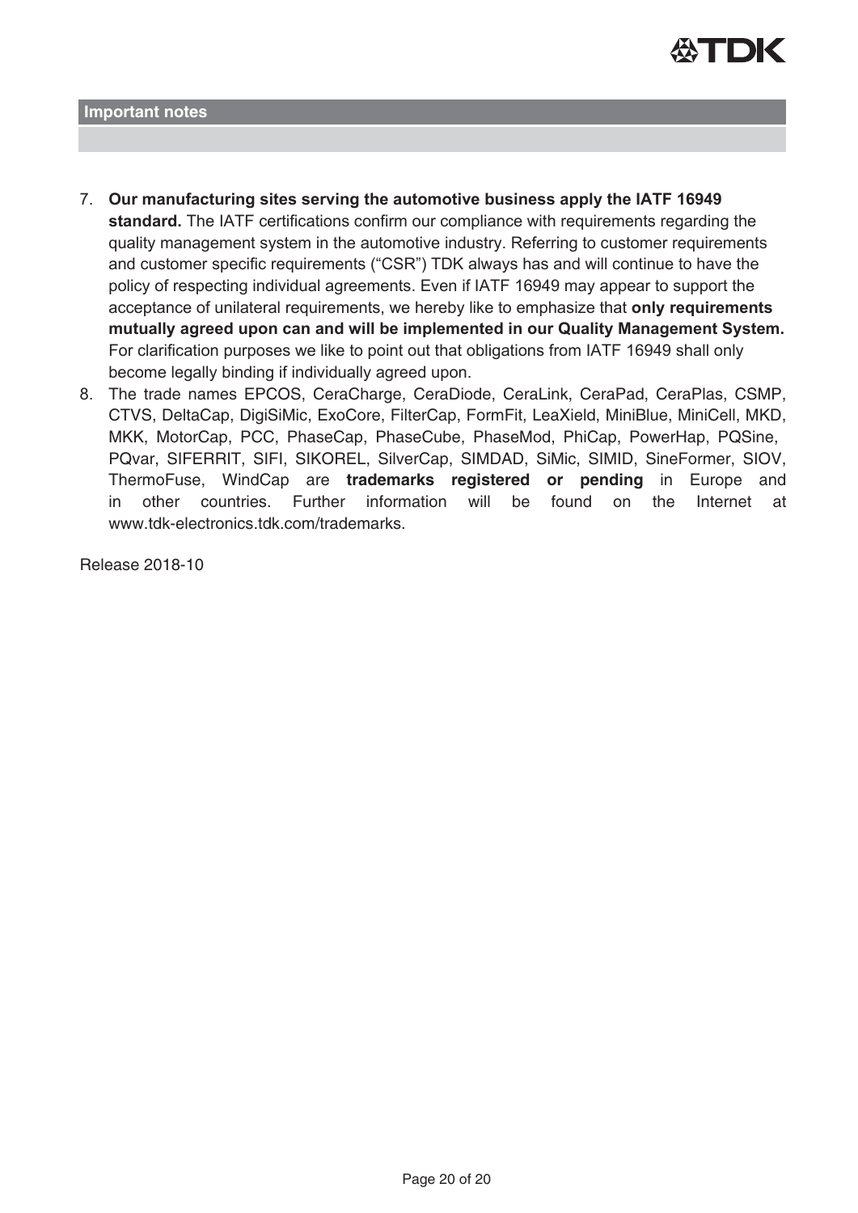## Important notes

7. **Our manufacturing sites serving the automotive business apply the IATF 16949 standard.** The IATF certifications confirm our compliance with requirements regarding the quality management system in the automotive industry. Referring to customer requirements and customer specific requirements ("CSR") TDK always has and will continue to have the policy of respecting individual agreements. Even if IATF 16949 may appear to support the acceptance of unilateral requirements, we hereby like to emphasize that **only requirements mutually agreed upon can and will be implemented in our Quality Management System.** For clarification purposes we like to point out that obligations from IATF 16949 shall only become legally binding if individually agreed upon.
8. The trade names EPCOS, CeraCharge, CeraDiode, CeraLink, CeraPad, CeraPlas, CSMP, CTVS, DeltaCap, DigiSiMic, ExoCore, FilterCap, FormFit, LeaXield, MiniBlue, MiniCell, MKD, MKK, MotorCap, PCC, PhaseCap, PhaseCube, PhaseMod, PhiCap, PowerHap, PQSine, PQvar, SIFERRIT, SIFI, SIKOREL, SilverCap, SIMDAD, SiMic, SIMID, SineFormer, SIOV, ThermoFuse, WindCap are **trademarks registered or pending** in Europe and in other countries. Further information will be found on the Internet at www.tdk-electronics.tdk.com/trademarks.

Release 2018-10